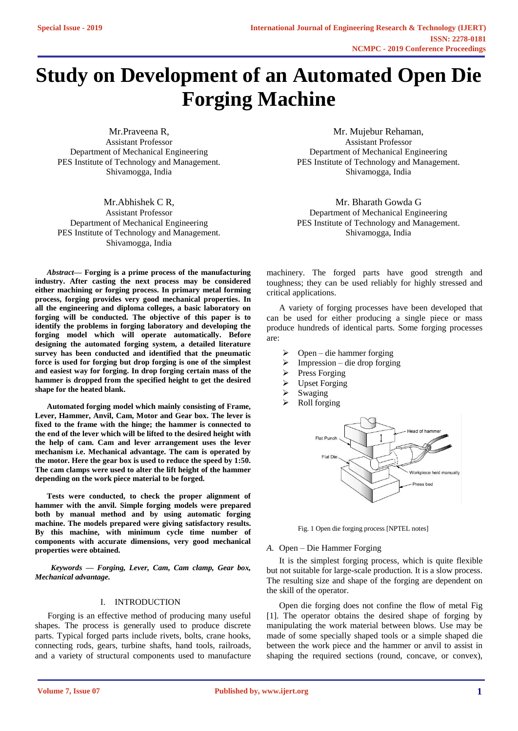# Study on Development of an Automated Open Die Forging Machine

Mr.Praveena R,
Assistant Professor
Department of Mechanical Engineering
PES Institute of Technology and Management.
Shivamogga, India

Mr. Mujebur Rehaman,
Assistant Professor
Department of Mechanical Engineering
PES Institute of Technology and Management.
Shivamogga, India

Mr.Abhishek C R,
Assistant Professor
Department of Mechanical Engineering
PES Institute of Technology and Management.
Shivamogga, India

Mr. Bharath Gowda G
Department of Mechanical Engineering
PES Institute of Technology and Management.
Shivamogga, India

***Abstract*— Forging is a prime process of the manufacturing industry. After casting the next process may be considered either machining or forging process. In primary metal forming process, forging provides very good mechanical properties. In all the engineering and diploma colleges, a basic laboratory on forging will be conducted. The objective of this paper is to identify the problems in forging laboratory and developing the forging model which will operate automatically. Before designing the automated forging system, a detailed literature survey has been conducted and identified that the pneumatic force is used for forging but drop forging is one of the simplest and easiest way for forging. In drop forging certain mass of the hammer is dropped from the specified height to get the desired shape for the heated blank.**

**Automated forging model which mainly consisting of Frame, Lever, Hammer, Anvil, Cam, Motor and Gear box. The lever is fixed to the frame with the hinge; the hammer is connected to the end of the lever which will be lifted to the desired height with the help of cam. Cam and lever arrangement uses the lever mechanism i.e. Mechanical advantage. The cam is operated by the motor. Here the gear box is used to reduce the speed by 1:50. The cam clamps were used to alter the lift height of the hammer depending on the work piece material to be forged.**

**Tests were conducted, to check the proper alignment of hammer with the anvil. Simple forging models were prepared both by manual method and by using automatic forging machine. The models prepared were giving satisfactory results. By this machine, with minimum cycle time number of components with accurate dimensions, very good mechanical properties were obtained.**

***Keywords — Forging, Lever, Cam, Cam clamp, Gear box, Mechanical advantage.***

## I. INTRODUCTION

Forging is an effective method of producing many useful shapes. The process is generally used to produce discrete parts. Typical forged parts include rivets, bolts, crane hooks, connecting rods, gears, turbine shafts, hand tools, railroads, and a variety of structural components used to manufacture machinery. The forged parts have good strength and toughness; they can be used reliably for highly stressed and critical applications.

A variety of forging processes have been developed that can be used for either producing a single piece or mass produce hundreds of identical parts. Some forging processes are:

- Open – die hammer forging
- Impression – die drop forging
- Press Forging
- Upset Forging
- Swaging
- Roll forging

Fig. 1 Open die forging process [NPTEL notes]

### *A.* Open – Die Hammer Forging

It is the simplest forging process, which is quite flexible but not suitable for large-scale production. It is a slow process. The resulting size and shape of the forging are dependent on the skill of the operator.

Open die forging does not confine the flow of metal Fig [1]. The operator obtains the desired shape of forging by manipulating the work material between blows. Use may be made of some specially shaped tools or a simple shaped die between the work piece and the hammer or anvil to assist in shaping the required sections (round, concave, or convex),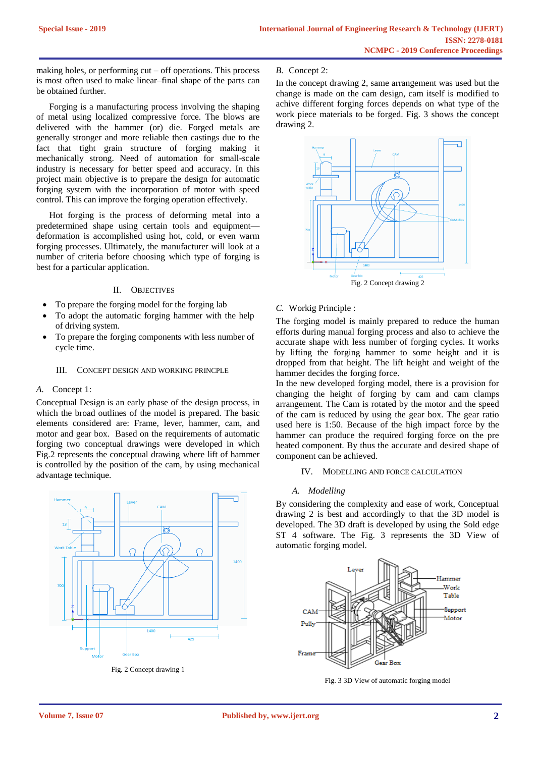making holes, or performing cut – off operations. This process is most often used to make linear–final shape of the parts can be obtained further.

Forging is a manufacturing process involving the shaping of metal using localized compressive force. The blows are delivered with the hammer (or) die. Forged metals are generally stronger and more reliable then castings due to the fact that tight grain structure of forging making it mechanically strong. Need of automation for small-scale industry is necessary for better speed and accuracy. In this project main objective is to prepare the design for automatic forging system with the incorporation of motor with speed control. This can improve the forging operation effectively.

Hot forging is the process of deforming metal into a predetermined shape using certain tools and equipment—deformation is accomplished using hot, cold, or even warm forging processes. Ultimately, the manufacturer will look at a number of criteria before choosing which type of forging is best for a particular application.

## II. OBJECTIVES

- To prepare the forging model for the forging lab
- To adopt the automatic forging hammer with the help of driving system.
- To prepare the forging components with less number of cycle time.

## III. CONCEPT DESIGN AND WORKING PRINCPLE

### A. Concept 1:

Conceptual Design is an early phase of the design process, in which the broad outlines of the model is prepared. The basic elements considered are: Frame, lever, hammer, cam, and motor and gear box. Based on the requirements of automatic forging two conceptual drawings were developed in which Fig.2 represents the conceptual drawing where lift of hammer is controlled by the position of the cam, by using mechanical advantage technique.

Fig. 2 Concept drawing 1

### B. Concept 2:

In the concept drawing 2, same arrangement was used but the change is made on the cam design, cam itself is modified to achive different forging forces depends on what type of the work piece materials to be forged. Fig. 3 shows the concept drawing 2.

Fig. 2 Concept drawing 2

### C. Workig Principle :

The forging model is mainly prepared to reduce the human efforts during manual forging process and also to achieve the accurate shape with less number of forging cycles. It works by lifting the forging hammer to some height and it is dropped from that height. The lift height and weight of the hammer decides the forging force.

In the new developed forging model, there is a provision for changing the height of forging by cam and cam clamps arrangement. The Cam is rotated by the motor and the speed of the cam is reduced by using the gear box. The gear ratio used here is 1:50. Because of the high impact force by the hammer can produce the required forging force on the pre heated component. By thus the accurate and desired shape of component can be achieved.

## IV. MODELLING AND FORCE CALCULATION

### A. *Modelling*

By considering the complexity and ease of work, Conceptual drawing 2 is best and accordingly to that the 3D model is developed. The 3D draft is developed by using the Sold edge ST 4 software. The Fig. 3 represents the 3D View of automatic forging model.

Fig. 3 3D View of automatic forging model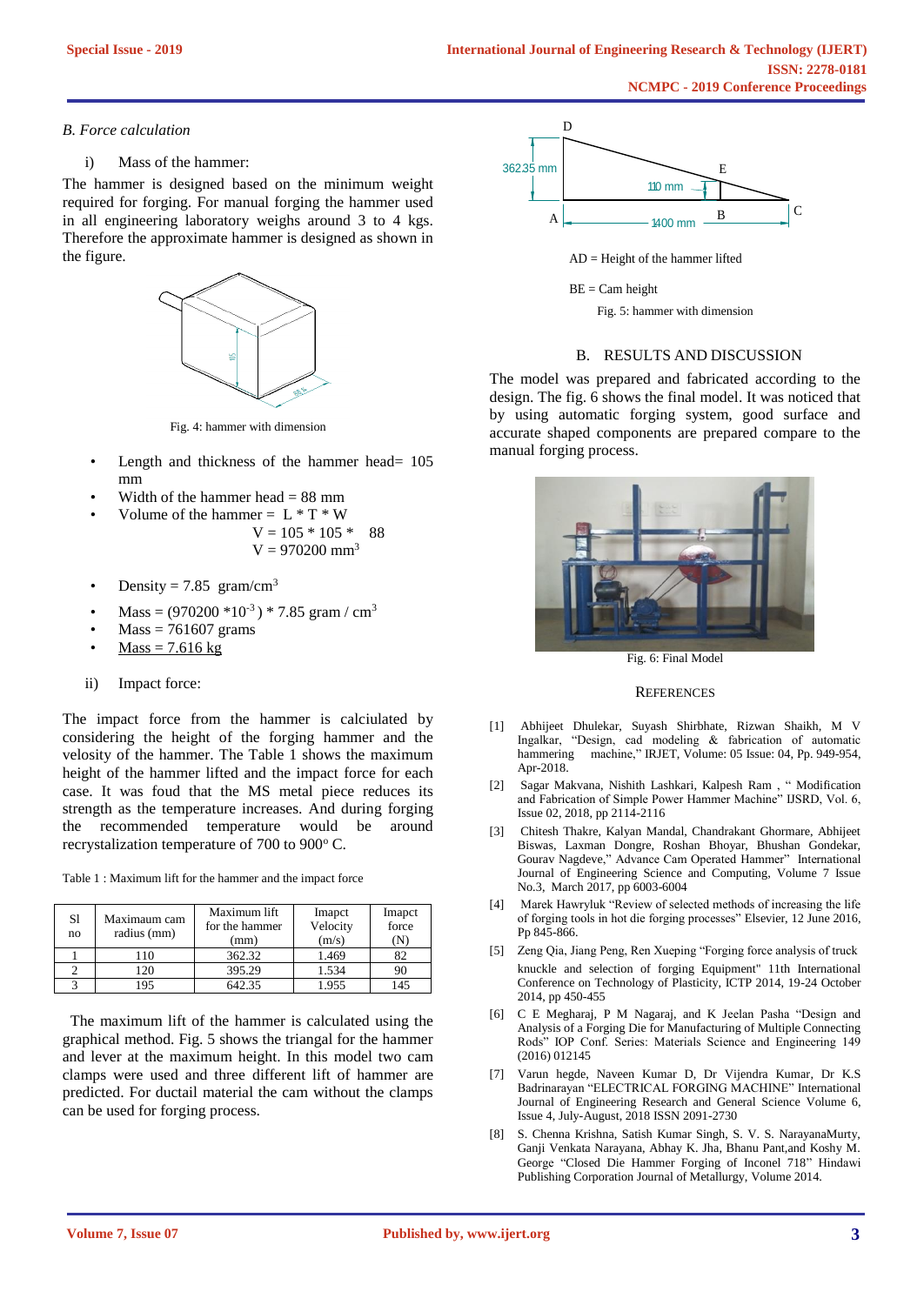*B. Force calculation*

i) Mass of the hammer:

The hammer is designed based on the minimum weight required for forging. For manual forging the hammer used in all engineering laboratory weighs around 3 to 4 kgs. Therefore the approximate hammer is designed as shown in the figure.

Fig. 4: hammer with dimension

- Length and thickness of the hammer head= 105 mm
- Width of the hammer head = 88 mm
- Volume of the hammer = L * T * W

$$V = 105 * 105 * 88$$
$$V = 970200 \text{ mm}^3$$

- Density = 7.85 gram/cm$^3$
- Mass = (970200 *$10^{-3}$) * 7.85 gram / cm$^3$
- Mass = 761607 grams
- <u>Mass = 7.616 kg</u>

ii) Impact force:

The impact force from the hammer is calciulated by considering the height of the forging hammer and the velocity of the hammer. The Table 1 shows the maximum height of the hammer lifted and the impact force for each case. It was foud that the MS metal piece reduces its strength as the temperature increases. And during forging the recommended temperature would be around recrystalization temperature of 700 to 900$^o$ C.

Table 1 : Maximum lift for the hammer and the impact force

| Sl no | Maximaum cam radius (mm) | Maximum lift for the hammer (mm) | Imapct Velocity (m/s) | Imapct force (N) |
|---|---|---|---|---|
| 1 | 110 | 362.32 | 1.469 | 82 |
| 2 | 120 | 395.29 | 1.534 | 90 |
| 3 | 195 | 642.35 | 1.955 | 145 |

The maximum lift of the hammer is calculated using the graphical method. Fig. 5 shows the triangal for the hammer and lever at the maximum height. In this model two cam clamps were used and three different lift of hammer are predicted. For ductail material the cam without the clamps can be used for forging process.

D

362.35 mm

E

110 mm

A

1400 mm

B

C

AD = Height of the hammer lifted

BE = Cam height

Fig. 5: hammer with dimension

## B. RESULTS AND DISCUSSION

The model was prepared and fabricated according to the design. The fig. 6 shows the final model. It was noticed that by using automatic forging system, good surface and accurate shaped components are prepared compare to the manual forging process.

Fig. 6: Final Model

## REFERENCES

[1] Abhijeet Dhulekar, Suyash Shirbhate, Rizwan Shaikh, M V Ingalkar, "Design, cad modeling & fabrication of automatic hammering machine," IRJET, Volume: 05 Issue: 04, Pp. 949-954, Apr-2018.

[2] Sagar Makvana, Nishith Lashkari, Kalpesh Ram , " Modification and Fabrication of Simple Power Hammer Machine" IJSRD, Vol. 6, Issue 02, 2018, pp 2114-2116

[3] Chitesh Thakre, Kalyan Mandal, Chandrakant Ghormare, Abhijeet Biswas, Laxman Dongre, Roshan Bhoyar, Bhushan Gondekar, Gourav Nagdeve," Advance Cam Operated Hammer" International Journal of Engineering Science and Computing, Volume 7 Issue No.3, March 2017, pp 6003-6004

[4] Marek Hawryluk "Review of selected methods of increasing the life of forging tools in hot die forging processes" Elsevier, 12 June 2016, Pp 845-866.

[5] Zeng Qia, Jiang Peng, Ren Xueping "Forging force analysis of truck knuckle and selection of forging Equipment" 11th International Conference on Technology of Plasticity, ICTP 2014, 19-24 October 2014, pp 450-455

[6] C E Megharaj, P M Nagaraj, and K Jeelan Pasha "Design and Analysis of a Forging Die for Manufacturing of Multiple Connecting Rods" IOP Conf. Series: Materials Science and Engineering 149 (2016) 012145

[7] Varun hegde, Naveen Kumar D, Dr Vijendra Kumar, Dr K.S Badrinarayan "ELECTRICAL FORGING MACHINE" International Journal of Engineering Research and General Science Volume 6, Issue 4, July-August, 2018 ISSN 2091-2730

[8] S. Chenna Krishna, Satish Kumar Singh, S. V. S. NarayanaMurty, Ganji Venkata Narayana, Abhay K. Jha, Bhanu Pant,and Koshy M. George "Closed Die Hammer Forging of Inconel 718" Hindawi Publishing Corporation Journal of Metallurgy, Volume 2014.